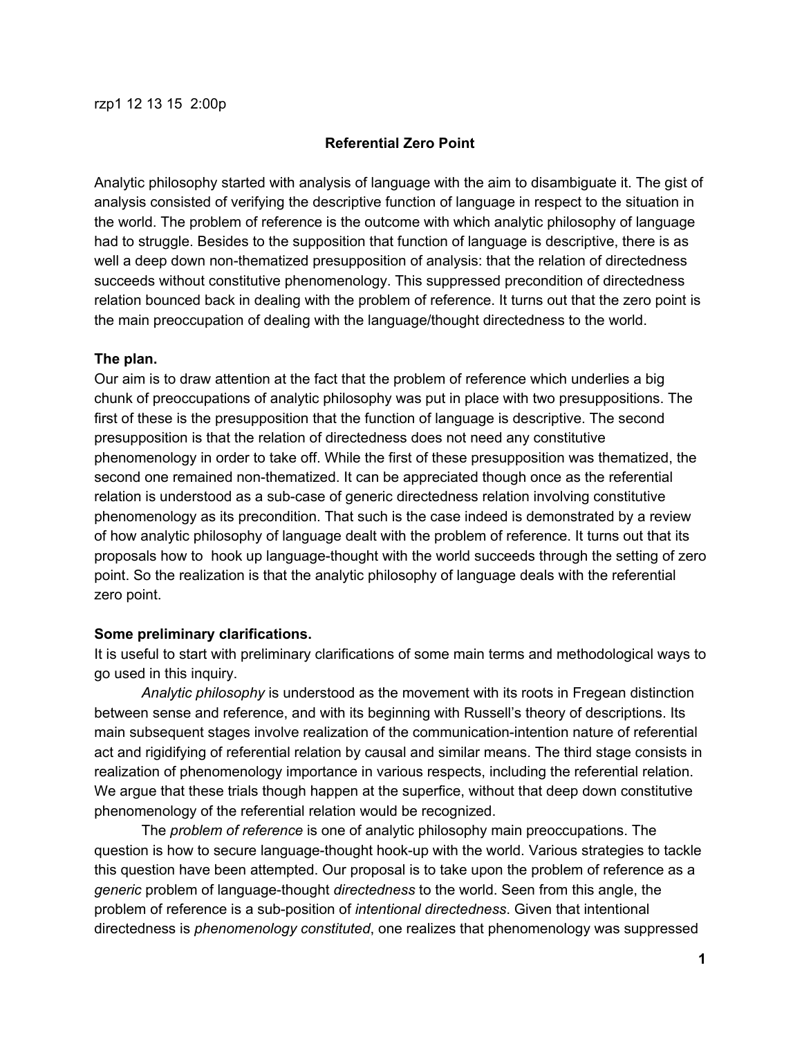rzp1 12 13 15 2:00p

## Referential Zero Point

Analytic philosophy started with analysis of language with the aim to disambiguate it. The gist of analysis consisted of verifying the descriptive function of language in respect to the situation in the world. The problem of reference is the outcome with which analytic philosophy of language had to struggle. Besides to the supposition that function of language is descriptive, there is as well a deep down non-thematized presupposition of analysis: that the relation of directedness succeeds without constitutive phenomenology. This suppressed precondition of directedness relation bounced back in dealing with the problem of reference. It turns out that the zero point is the main preoccupation of dealing with the language/thought directedness to the world.

**The plan.**

Our aim is to draw attention at the fact that the problem of reference which underlies a big chunk of preoccupations of analytic philosophy was put in place with two presuppositions. The first of these is the presupposition that the function of language is descriptive. The second presupposition is that the relation of directedness does not need any constitutive phenomenology in order to take off. While the first of these presupposition was thematized, the second one remained non-thematized. It can be appreciated though once as the referential relation is understood as a sub-case of generic directedness relation involving constitutive phenomenology as its precondition. That such is the case indeed is demonstrated by a review of how analytic philosophy of language dealt with the problem of reference. It turns out that its proposals how to hook up language-thought with the world succeeds through the setting of zero point. So the realization is that the analytic philosophy of language deals with the referential zero point.

**Some preliminary clarifications.**

It is useful to start with preliminary clarifications of some main terms and methodological ways to go used in this inquiry.

*Analytic philosophy* is understood as the movement with its roots in Fregean distinction between sense and reference, and with its beginning with Russell's theory of descriptions. Its main subsequent stages involve realization of the communication-intention nature of referential act and rigidifying of referential relation by causal and similar means. The third stage consists in realization of phenomenology importance in various respects, including the referential relation. We argue that these trials though happen at the superfice, without that deep down constitutive phenomenology of the referential relation would be recognized.

The *problem of reference* is one of analytic philosophy main preoccupations. The question is how to secure language-thought hook-up with the world. Various strategies to tackle this question have been attempted. Our proposal is to take upon the problem of reference as a *generic* problem of language-thought *directedness* to the world. Seen from this angle, the problem of reference is a sub-position of *intentional directedness*. Given that intentional directedness is *phenomenology constituted*, one realizes that phenomenology was suppressed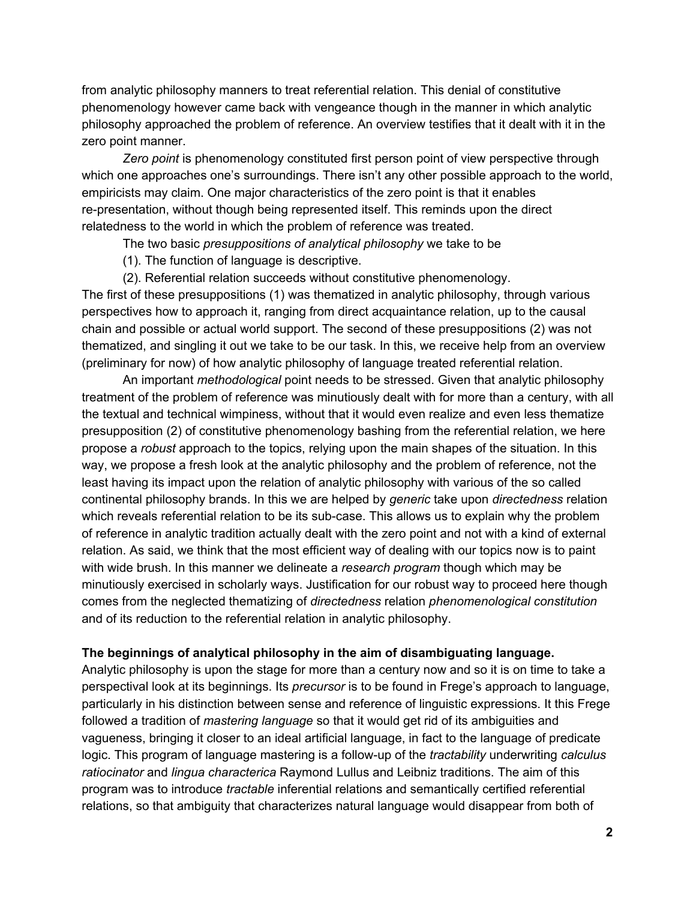from analytic philosophy manners to treat referential relation. This denial of constitutive phenomenology however came back with vengeance though in the manner in which analytic philosophy approached the problem of reference. An overview testifies that it dealt with it in the zero point manner.

*Zero point* is phenomenology constituted first person point of view perspective through which one approaches one's surroundings. There isn't any other possible approach to the world, empiricists may claim. One major characteristics of the zero point is that it enables re-presentation, without though being represented itself. This reminds upon the direct relatedness to the world in which the problem of reference was treated.

The two basic *presuppositions of analytical philosophy* we take to be

(1). The function of language is descriptive.

(2). Referential relation succeeds without constitutive phenomenology.

The first of these presuppositions (1) was thematized in analytic philosophy, through various perspectives how to approach it, ranging from direct acquaintance relation, up to the causal chain and possible or actual world support. The second of these presuppositions (2) was not thematized, and singling it out we take to be our task. In this, we receive help from an overview (preliminary for now) of how analytic philosophy of language treated referential relation.

An important *methodological* point needs to be stressed. Given that analytic philosophy treatment of the problem of reference was minutiously dealt with for more than a century, with all the textual and technical wimpiness, without that it would even realize and even less thematize presupposition (2) of constitutive phenomenology bashing from the referential relation, we here propose a *robust* approach to the topics, relying upon the main shapes of the situation. In this way, we propose a fresh look at the analytic philosophy and the problem of reference, not the least having its impact upon the relation of analytic philosophy with various of the so called continental philosophy brands. In this we are helped by *generic* take upon *directedness* relation which reveals referential relation to be its sub-case. This allows us to explain why the problem of reference in analytic tradition actually dealt with the zero point and not with a kind of external relation. As said, we think that the most efficient way of dealing with our topics now is to paint with wide brush. In this manner we delineate a *research program* though which may be minutiously exercised in scholarly ways. Justification for our robust way to proceed here though comes from the neglected thematizing of *directedness* relation *phenomenological constitution* and of its reduction to the referential relation in analytic philosophy.

**The beginnings of analytical philosophy in the aim of disambiguating language.**

Analytic philosophy is upon the stage for more than a century now and so it is on time to take a perspectival look at its beginnings. Its *precursor* is to be found in Frege's approach to language, particularly in his distinction between sense and reference of linguistic expressions. It this Frege followed a tradition of *mastering language* so that it would get rid of its ambiguities and vagueness, bringing it closer to an ideal artificial language, in fact to the language of predicate logic. This program of language mastering is a follow-up of the *tractability* underwriting *calculus ratiocinator* and *lingua characterica* Raymond Lullus and Leibniz traditions. The aim of this program was to introduce *tractable* inferential relations and semantically certified referential relations, so that ambiguity that characterizes natural language would disappear from both of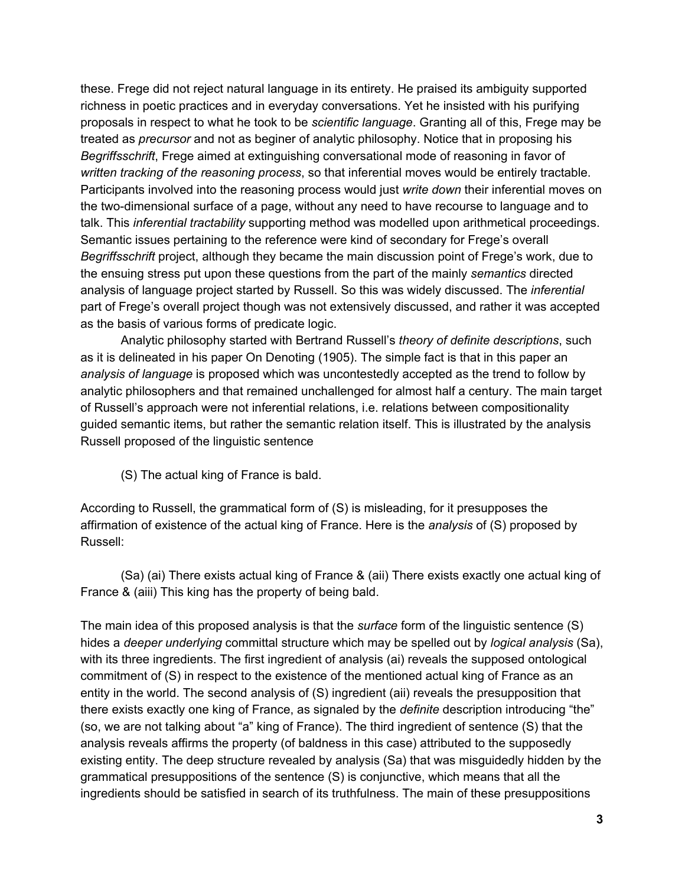these. Frege did not reject natural language in its entirety. He praised its ambiguity supported richness in poetic practices and in everyday conversations. Yet he insisted with his purifying proposals in respect to what he took to be *scientific language*. Granting all of this, Frege may be treated as *precursor* and not as beginer of analytic philosophy. Notice that in proposing his *Begriffsschrift*, Frege aimed at extinguishing conversational mode of reasoning in favor of *written tracking of the reasoning process*, so that inferential moves would be entirely tractable. Participants involved into the reasoning process would just *write down* their inferential moves on the two-dimensional surface of a page, without any need to have recourse to language and to talk. This *inferential tractability* supporting method was modelled upon arithmetical proceedings. Semantic issues pertaining to the reference were kind of secondary for Frege's overall *Begriffsschrift* project, although they became the main discussion point of Frege's work, due to the ensuing stress put upon these questions from the part of the mainly *semantics* directed analysis of language project started by Russell. So this was widely discussed. The *inferential* part of Frege's overall project though was not extensively discussed, and rather it was accepted as the basis of various forms of predicate logic.

Analytic philosophy started with Bertrand Russell's *theory of definite descriptions*, such as it is delineated in his paper On Denoting (1905). The simple fact is that in this paper an *analysis of language* is proposed which was uncontestedly accepted as the trend to follow by analytic philosophers and that remained unchallenged for almost half a century. The main target of Russell's approach were not inferential relations, i.e. relations between compositionality guided semantic items, but rather the semantic relation itself. This is illustrated by the analysis Russell proposed of the linguistic sentence

(S) The actual king of France is bald.

According to Russell, the grammatical form of (S) is misleading, for it presupposes the affirmation of existence of the actual king of France. Here is the *analysis* of (S) proposed by Russell:

(Sa) (ai) There exists actual king of France & (aii) There exists exactly one actual king of France & (aiii) This king has the property of being bald.

The main idea of this proposed analysis is that the *surface* form of the linguistic sentence (S) hides a *deeper underlying* committal structure which may be spelled out by *logical analysis* (Sa), with its three ingredients. The first ingredient of analysis (ai) reveals the supposed ontological commitment of (S) in respect to the existence of the mentioned actual king of France as an entity in the world. The second analysis of (S) ingredient (aii) reveals the presupposition that there exists exactly one king of France, as signaled by the *definite* description introducing "the" (so, we are not talking about "a" king of France). The third ingredient of sentence (S) that the analysis reveals affirms the property (of baldness in this case) attributed to the supposedly existing entity. The deep structure revealed by analysis (Sa) that was misguidedly hidden by the grammatical presuppositions of the sentence (S) is conjunctive, which means that all the ingredients should be satisfied in search of its truthfulness. The main of these presuppositions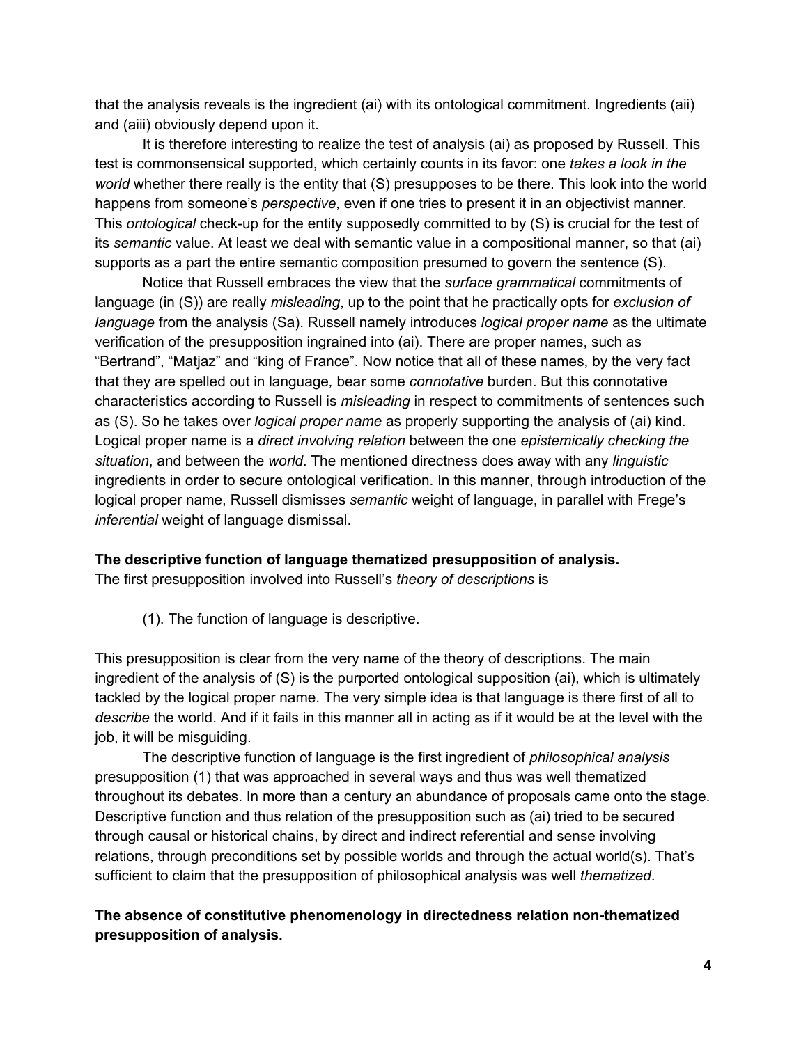that the analysis reveals is the ingredient (ai) with its ontological commitment. Ingredients (aii) and (aiii) obviously depend upon it.

It is therefore interesting to realize the test of analysis (ai) as proposed by Russell. This test is commonsensical supported, which certainly counts in its favor: one *takes a look in the world* whether there really is the entity that (S) presupposes to be there. This look into the world happens from someone's *perspective*, even if one tries to present it in an objectivist manner. This *ontological* check-up for the entity supposedly committed to by (S) is crucial for the test of its *semantic* value. At least we deal with semantic value in a compositional manner, so that (ai) supports as a part the entire semantic composition presumed to govern the sentence (S).

Notice that Russell embraces the view that the *surface grammatical* commitments of language (in (S)) are really *misleading*, up to the point that he practically opts for *exclusion of language* from the analysis (Sa). Russell namely introduces *logical proper name* as the ultimate verification of the presupposition ingrained into (ai). There are proper names, such as "Bertrand", "Matjaz" and "king of France". Now notice that all of these names, by the very fact that they are spelled out in language*,* bear some *connotative* burden. But this connotative characteristics according to Russell is *misleading* in respect to commitments of sentences such as (S). So he takes over *logical proper name* as properly supporting the analysis of (ai) kind. Logical proper name is a *direct involving relation* between the one *epistemically checking the situation*, and between the *world*. The mentioned directness does away with any *linguistic* ingredients in order to secure ontological verification. In this manner, through introduction of the logical proper name, Russell dismisses *semantic* weight of language, in parallel with Frege's *inferential* weight of language dismissal.

**The descriptive function of language thematized presupposition of analysis.**

The first presupposition involved into Russell's *theory of descriptions* is

(1). The function of language is descriptive.

This presupposition is clear from the very name of the theory of descriptions. The main ingredient of the analysis of (S) is the purported ontological supposition (ai), which is ultimately tackled by the logical proper name. The very simple idea is that language is there first of all to *describe* the world. And if it fails in this manner all in acting as if it would be at the level with the job, it will be misguiding.

The descriptive function of language is the first ingredient of *philosophical analysis* presupposition (1) that was approached in several ways and thus was well thematized throughout its debates. In more than a century an abundance of proposals came onto the stage. Descriptive function and thus relation of the presupposition such as (ai) tried to be secured through causal or historical chains, by direct and indirect referential and sense involving relations, through preconditions set by possible worlds and through the actual world(s). That's sufficient to claim that the presupposition of philosophical analysis was well *thematized*.

**The absence of constitutive phenomenology in directedness relation non-thematized presupposition of analysis.**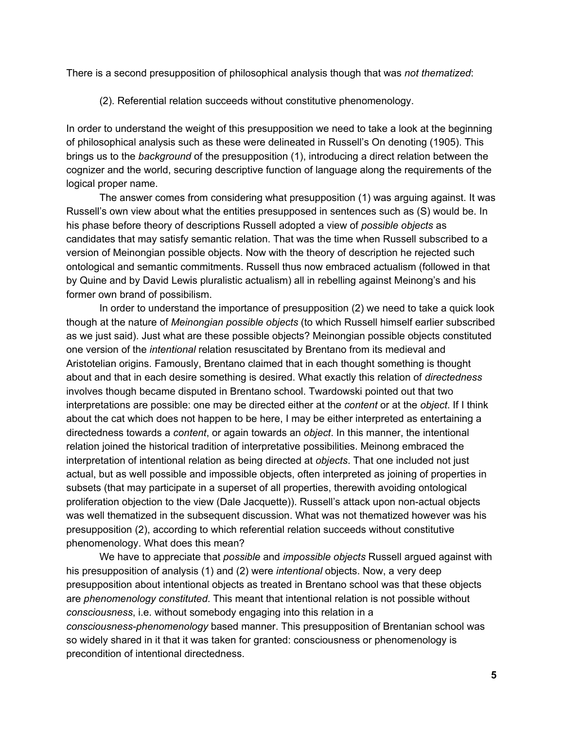There is a second presupposition of philosophical analysis though that was *not thematized*:

(2). Referential relation succeeds without constitutive phenomenology.

In order to understand the weight of this presupposition we need to take a look at the beginning of philosophical analysis such as these were delineated in Russell's On denoting (1905). This brings us to the *background* of the presupposition (1), introducing a direct relation between the cognizer and the world, securing descriptive function of language along the requirements of the logical proper name.

The answer comes from considering what presupposition (1) was arguing against. It was Russell's own view about what the entities presupposed in sentences such as (S) would be. In his phase before theory of descriptions Russell adopted a view of *possible objects* as candidates that may satisfy semantic relation. That was the time when Russell subscribed to a version of Meinongian possible objects. Now with the theory of description he rejected such ontological and semantic commitments. Russell thus now embraced actualism (followed in that by Quine and by David Lewis pluralistic actualism) all in rebelling against Meinong's and his former own brand of possibilism.

In order to understand the importance of presupposition (2) we need to take a quick look though at the nature of *Meinongian possible objects* (to which Russell himself earlier subscribed as we just said). Just what are these possible objects? Meinongian possible objects constituted one version of the *intentional* relation resuscitated by Brentano from its medieval and Aristotelian origins. Famously, Brentano claimed that in each thought something is thought about and that in each desire something is desired. What exactly this relation of *directedness* involves though became disputed in Brentano school. Twardowski pointed out that two interpretations are possible: one may be directed either at the *content* or at the *object*. If I think about the cat which does not happen to be here, I may be either interpreted as entertaining a directedness towards a *content*, or again towards an *object*. In this manner, the intentional relation joined the historical tradition of interpretative possibilities. Meinong embraced the interpretation of intentional relation as being directed at *objects*. That one included not just actual, but as well possible and impossible objects, often interpreted as joining of properties in subsets (that may participate in a superset of all properties, therewith avoiding ontological proliferation objection to the view (Dale Jacquette)). Russell's attack upon non-actual objects was well thematized in the subsequent discussion. What was not thematized however was his presupposition (2), according to which referential relation succeeds without constitutive phenomenology. What does this mean?

We have to appreciate that *possible* and *impossible objects* Russell argued against with his presupposition of analysis (1) and (2) were *intentional* objects. Now, a very deep presupposition about intentional objects as treated in Brentano school was that these objects are *phenomenology constituted*. This meant that intentional relation is not possible without *consciousness*, i.e. without somebody engaging into this relation in a *consciousness-phenomenology* based manner. This presupposition of Brentanian school was so widely shared in it that it was taken for granted: consciousness or phenomenology is precondition of intentional directedness.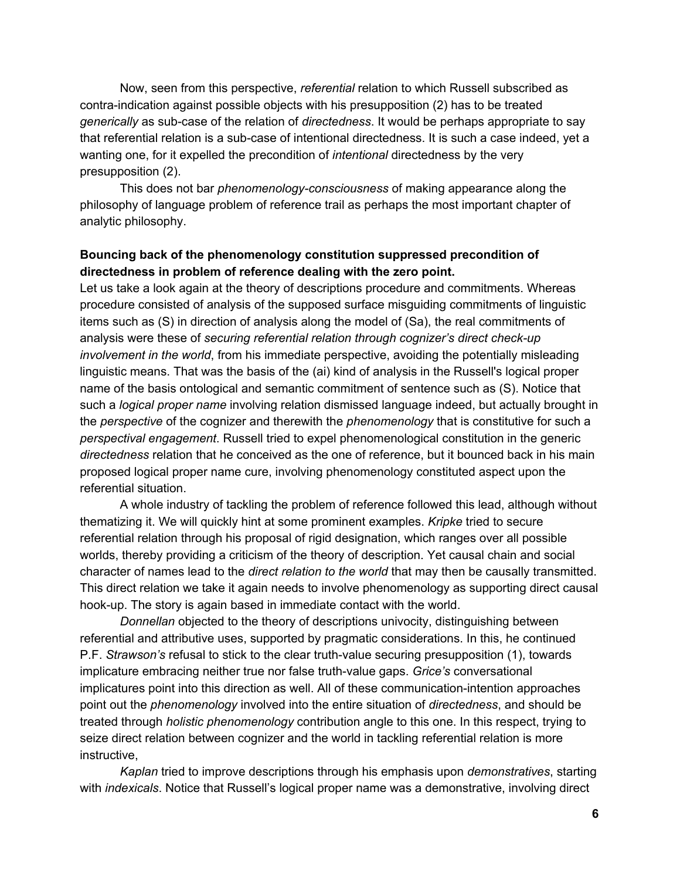Now, seen from this perspective, *referential* relation to which Russell subscribed as contra-indication against possible objects with his presupposition (2) has to be treated *generically* as sub-case of the relation of *directedness*. It would be perhaps appropriate to say that referential relation is a sub-case of intentional directedness. It is such a case indeed, yet a wanting one, for it expelled the precondition of *intentional* directedness by the very presupposition (2).

This does not bar *phenomenology-consciousness* of making appearance along the philosophy of language problem of reference trail as perhaps the most important chapter of analytic philosophy.

**Bouncing back of the phenomenology constitution suppressed precondition of directedness in problem of reference dealing with the zero point.**

Let us take a look again at the theory of descriptions procedure and commitments. Whereas procedure consisted of analysis of the supposed surface misguiding commitments of linguistic items such as (S) in direction of analysis along the model of (Sa), the real commitments of analysis were these of *securing referential relation through cognizer's direct check-up involvement in the world*, from his immediate perspective, avoiding the potentially misleading linguistic means. That was the basis of the (ai) kind of analysis in the Russell's logical proper name of the basis ontological and semantic commitment of sentence such as (S). Notice that such a *logical proper name* involving relation dismissed language indeed, but actually brought in the *perspective* of the cognizer and therewith the *phenomenology* that is constitutive for such a *perspectival engagement*. Russell tried to expel phenomenological constitution in the generic *directedness* relation that he conceived as the one of reference, but it bounced back in his main proposed logical proper name cure, involving phenomenology constituted aspect upon the referential situation.

A whole industry of tackling the problem of reference followed this lead, although without thematizing it. We will quickly hint at some prominent examples. *Kripke* tried to secure referential relation through his proposal of rigid designation, which ranges over all possible worlds, thereby providing a criticism of the theory of description. Yet causal chain and social character of names lead to the *direct relation to the world* that may then be causally transmitted. This direct relation we take it again needs to involve phenomenology as supporting direct causal hook-up. The story is again based in immediate contact with the world.

*Donnellan* objected to the theory of descriptions univocity, distinguishing between referential and attributive uses, supported by pragmatic considerations. In this, he continued P.F. *Strawson's* refusal to stick to the clear truth-value securing presupposition (1), towards implicature embracing neither true nor false truth-value gaps. *Grice's* conversational implicatures point into this direction as well. All of these communication-intention approaches point out the *phenomenology* involved into the entire situation of *directedness*, and should be treated through *holistic phenomenology* contribution angle to this one. In this respect, trying to seize direct relation between cognizer and the world in tackling referential relation is more instructive,

*Kaplan* tried to improve descriptions through his emphasis upon *demonstratives*, starting with *indexicals*. Notice that Russell's logical proper name was a demonstrative, involving direct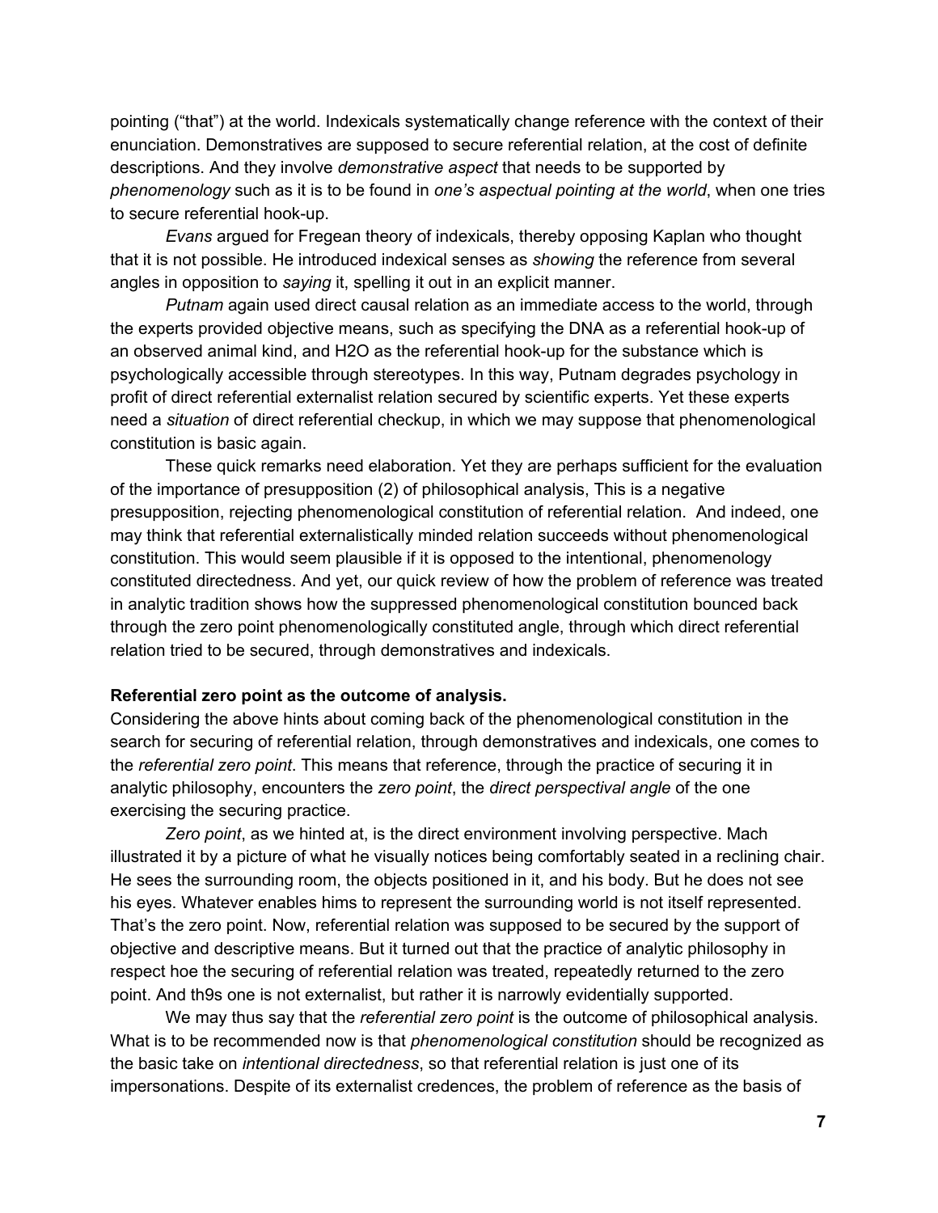pointing ("that") at the world. Indexicals systematically change reference with the context of their enunciation. Demonstratives are supposed to secure referential relation, at the cost of definite descriptions. And they involve *demonstrative aspect* that needs to be supported by *phenomenology* such as it is to be found in *one's aspectual pointing at the world*, when one tries to secure referential hook-up.

*Evans* argued for Fregean theory of indexicals, thereby opposing Kaplan who thought that it is not possible. He introduced indexical senses as *showing* the reference from several angles in opposition to *saying* it, spelling it out in an explicit manner.

*Putnam* again used direct causal relation as an immediate access to the world, through the experts provided objective means, such as specifying the DNA as a referential hook-up of an observed animal kind, and H2O as the referential hook-up for the substance which is psychologically accessible through stereotypes. In this way, Putnam degrades psychology in profit of direct referential externalist relation secured by scientific experts. Yet these experts need a *situation* of direct referential checkup, in which we may suppose that phenomenological constitution is basic again.

These quick remarks need elaboration. Yet they are perhaps sufficient for the evaluation of the importance of presupposition (2) of philosophical analysis, This is a negative presupposition, rejecting phenomenological constitution of referential relation. And indeed, one may think that referential externalistically minded relation succeeds without phenomenological constitution. This would seem plausible if it is opposed to the intentional, phenomenology constituted directedness. And yet, our quick review of how the problem of reference was treated in analytic tradition shows how the suppressed phenomenological constitution bounced back through the zero point phenomenologically constituted angle, through which direct referential relation tried to be secured, through demonstratives and indexicals.

**Referential zero point as the outcome of analysis.**

Considering the above hints about coming back of the phenomenological constitution in the search for securing of referential relation, through demonstratives and indexicals, one comes to the *referential zero point*. This means that reference, through the practice of securing it in analytic philosophy, encounters the *zero point*, the *direct perspectival angle* of the one exercising the securing practice.

*Zero point*, as we hinted at, is the direct environment involving perspective. Mach illustrated it by a picture of what he visually notices being comfortably seated in a reclining chair. He sees the surrounding room, the objects positioned in it, and his body. But he does not see his eyes. Whatever enables hims to represent the surrounding world is not itself represented. That's the zero point. Now, referential relation was supposed to be secured by the support of objective and descriptive means. But it turned out that the practice of analytic philosophy in respect hoe the securing of referential relation was treated, repeatedly returned to the zero point. And th9s one is not externalist, but rather it is narrowly evidentially supported.

We may thus say that the *referential zero point* is the outcome of philosophical analysis. What is to be recommended now is that *phenomenological constitution* should be recognized as the basic take on *intentional directedness*, so that referential relation is just one of its impersonations. Despite of its externalist credences, the problem of reference as the basis of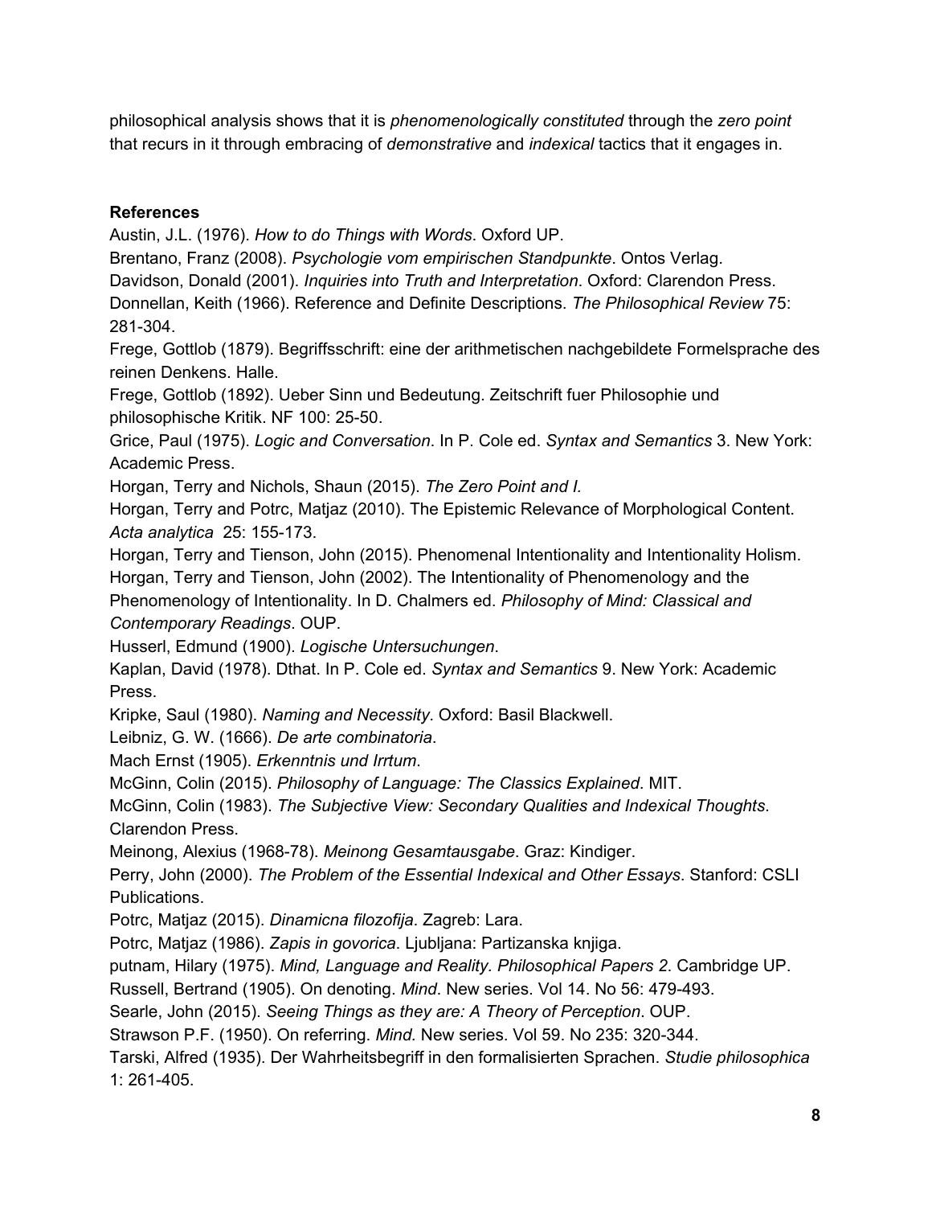philosophical analysis shows that it is *phenomenologically constituted* through the *zero point* that recurs in it through embracing of *demonstrative* and *indexical* tactics that it engages in.

**References**

Austin, J.L. (1976). *How to do Things with Words*. Oxford UP.

Brentano, Franz (2008). *Psychologie vom empirischen Standpunkte*. Ontos Verlag.

Davidson, Donald (2001). *Inquiries into Truth and Interpretation*. Oxford: Clarendon Press.

Donnellan, Keith (1966). Reference and Definite Descriptions. *The Philosophical Review* 75: 281-304.

Frege, Gottlob (1879). Begriffsschrift: eine der arithmetischen nachgebildete Formelsprache des reinen Denkens. Halle.

Frege, Gottlob (1892). Ueber Sinn und Bedeutung. Zeitschrift fuer Philosophie und philosophische Kritik. NF 100: 25-50.

Grice, Paul (1975). *Logic and Conversation*. In P. Cole ed. *Syntax and Semantics* 3. New York: Academic Press.

Horgan, Terry and Nichols, Shaun (2015). *The Zero Point and I.*

Horgan, Terry and Potrc, Matjaz (2010). The Epistemic Relevance of Morphological Content. *Acta analytica* 25: 155-173.

Horgan, Terry and Tienson, John (2015). Phenomenal Intentionality and Intentionality Holism.

Horgan, Terry and Tienson, John (2002). The Intentionality of Phenomenology and the Phenomenology of Intentionality. In D. Chalmers ed. *Philosophy of Mind: Classical and Contemporary Readings*. OUP.

Husserl, Edmund (1900). *Logische Untersuchungen.*

Kaplan, David (1978). Dthat. In P. Cole ed. *Syntax and Semantics* 9. New York: Academic Press.

Kripke, Saul (1980). *Naming and Necessity*. Oxford: Basil Blackwell.

Leibniz, G. W. (1666). *De arte combinatoria*.

Mach Ernst (1905). *Erkenntnis und Irrtum*.

McGinn, Colin (2015). *Philosophy of Language: The Classics Explained*. MIT.

McGinn, Colin (1983). *The Subjective View: Secondary Qualities and Indexical Thoughts*. Clarendon Press.

Meinong, Alexius (1968-78). *Meinong Gesamtausgabe*. Graz: Kindiger.

Perry, John (2000). *The Problem of the Essential Indexical and Other Essays*. Stanford: CSLI Publications.

Potrc, Matjaz (2015). *Dinamicna filozofija*. Zagreb: Lara.

Potrc, Matjaz (1986). *Zapis in govorica*. Ljubljana: Partizanska knjiga.

putnam, Hilary (1975). *Mind, Language and Reality. Philosophical Papers 2*. Cambridge UP.

Russell, Bertrand (1905). On denoting. *Mind*. New series. Vol 14. No 56: 479-493.

Searle, John (2015). *Seeing Things as they are: A Theory of Perception*. OUP.

Strawson P.F. (1950). On referring. *Mind*. New series. Vol 59. No 235: 320-344.

Tarski, Alfred (1935). Der Wahrheitsbegriff in den formalisierten Sprachen. *Studie philosophica* 1: 261-405.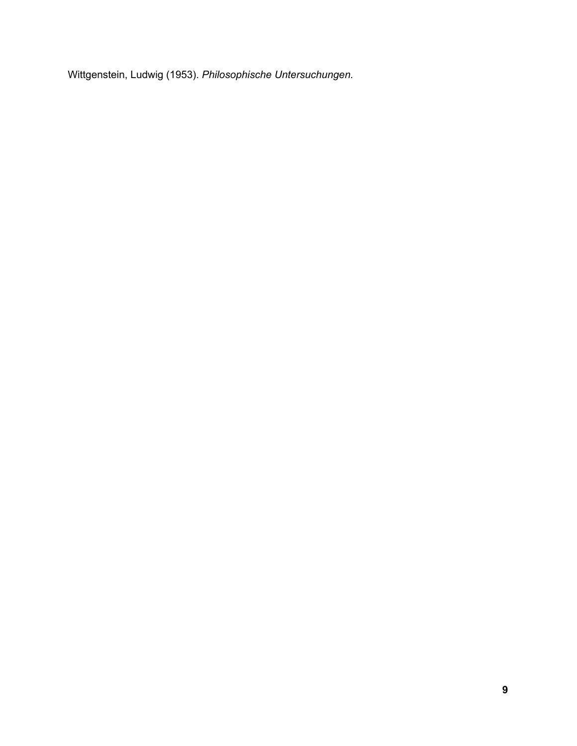Wittgenstein, Ludwig (1953). *Philosophische Untersuchungen*.